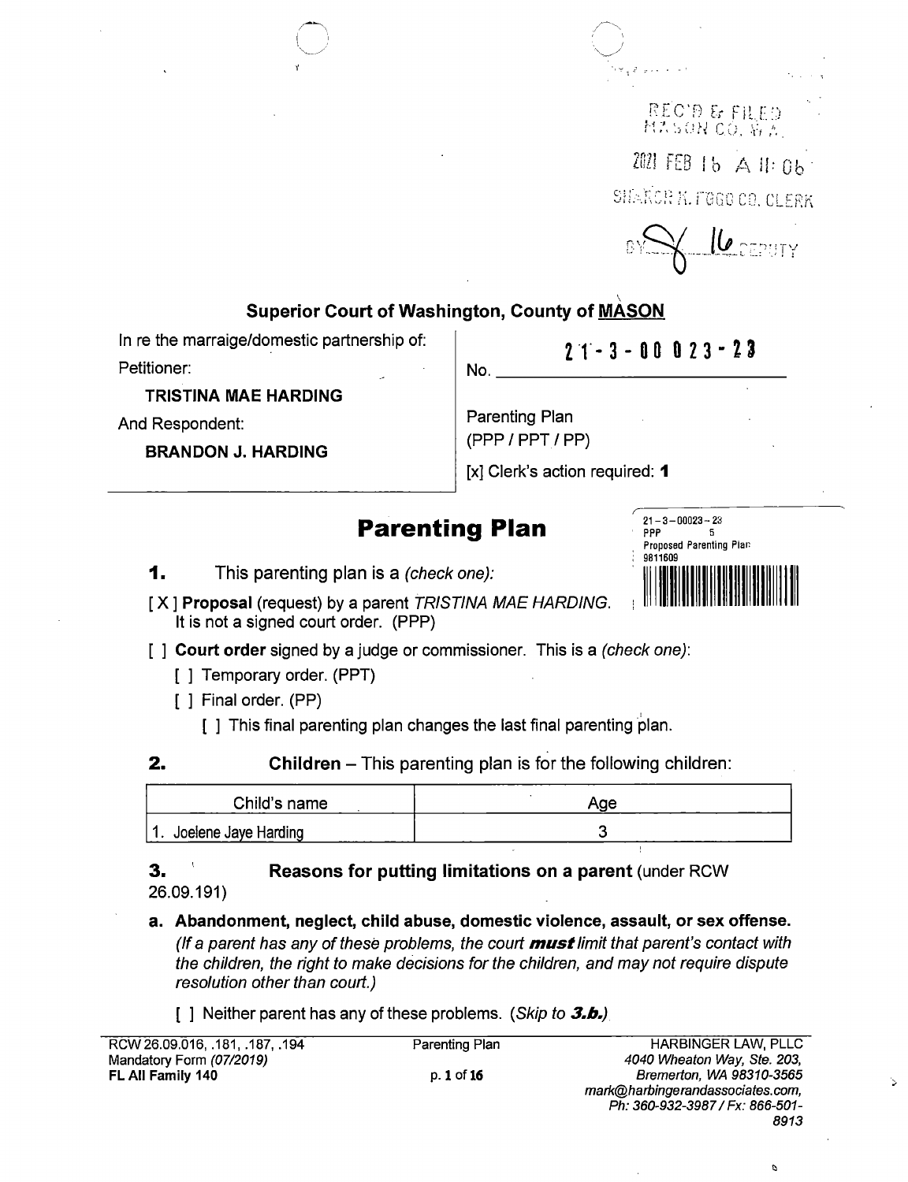REC'D & FILED
MASON CO. WA.

2021 FEB 16 A 11:06

SHARON K. FOGO CO. CLERK

BY 16 DEPUTY

**Superior Court of Washington, County of MASON**

| | |
|---|---|
| In re the marraige/domestic partnership of:<br>Petitioner:<br>**TRISTINA MAE HARDING**<br>And Respondent:<br>**BRANDON J. HARDING** | No. 21-3-00023-23<br><br>Parenting Plan<br>(PPP / PPT / PP)<br><br>[x] Clerk's action required: **1** |

21-3-00023-23
PPP 5
Proposed Parenting Plan
9811609

# Parenting Plan

**1.** This parenting plan is a *(check one):*

[ X ] **Proposal** (request) by a parent *TRISTINA MAE HARDING.* It is not a signed court order. (PPP)

[ ] **Court order** signed by a judge or commissioner. This is a *(check one)*:

  [ ] Temporary order. (PPT)

  [ ] Final order. (PP)

   [ ] This final parenting plan changes the last final parenting plan.

**2.** **Children** – This parenting plan is for the following children:

| Child's name | Age |
|---|---|
| 1. Joelene Jaye Harding | 3 |

**3.** **Reasons for putting limitations on a parent** (under RCW 26.09.191)

**a. Abandonment, neglect, child abuse, domestic violence, assault, or sex offense.** *(If a parent has any of these problems, the court **must** limit that parent's contact with the children, the right to make decisions for the children, and may not require dispute resolution other than court.)*

[ ] Neither parent has any of these problems. *(Skip to **3.b.**)*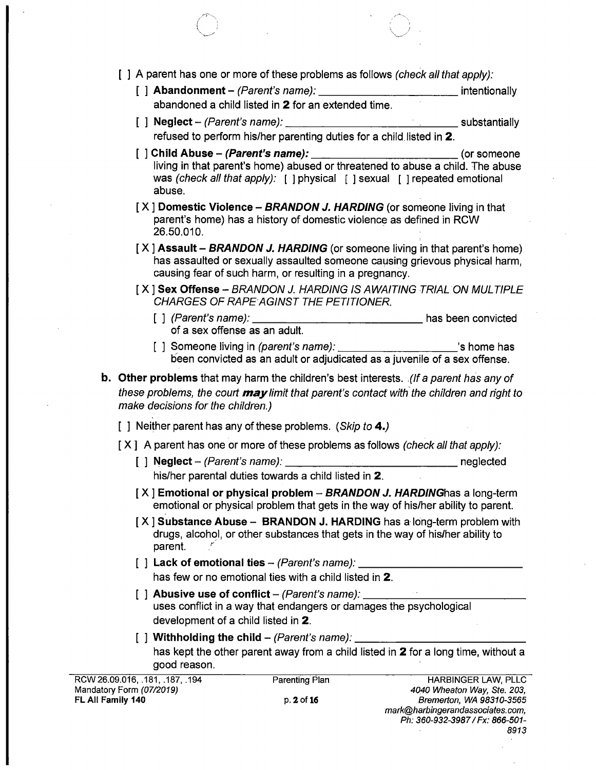[ ] A parent has one or more of these problems as follows *(check all that apply):*

[ ] **Abandonment** – *(Parent's name):* ________________________ intentionally abandoned a child listed in **2** for an extended time.

[ ] **Neglect** – *(Parent's name):* ____________________________ substantially refused to perform his/her parenting duties for a child listed in **2**.

[ ] **Child Abuse** – ***(Parent's name):*** ________________________ (or someone living in that parent's home) abused or threatened to abuse a child. The abuse was *(check all that apply):* [ ] physical [ ] sexual [ ] repeated emotional abuse.

[ X ] **Domestic Violence** – ***BRANDON J. HARDING*** (or someone living in that parent's home) has a history of domestic violence as defined in RCW 26.50.010.

[ X ] **Assault** – ***BRANDON J. HARDING*** (or someone living in that parent's home) has assaulted or sexually assaulted someone causing grievous physical harm, causing fear of such harm, or resulting in a pregnancy.

[ X ] **Sex Offense** – *BRANDON J. HARDING IS AWAITING TRIAL ON MULTIPLE CHARGES OF RAPE AGINST THE PETITIONER.*

[ ] *(Parent's name):* ____________________________ has been convicted of a sex offense as an adult.

[ ] Someone living in *(parent's name):* ____________________'s home has been convicted as an adult or adjudicated as a juvenile of a sex offense.

**b. Other problems** that may harm the children's best interests. *(If a parent has any of these problems, the court **may** limit that parent's contact with the children and right to make decisions for the children.)*

[ ] Neither parent has any of these problems. *(Skip to **4.**)*

[ X ] A parent has one or more of these problems as follows *(check all that apply):*

[ ] **Neglect** – *(Parent's name):* ____________________________ neglected his/her parental duties towards a child listed in **2**.

[ X ] **Emotional or physical problem** – ***BRANDON J. HARDING***has a long-term emotional or physical problem that gets in the way of his/her ability to parent.

[ X ] **Substance Abuse** – **BRANDON J. HARDING** has a long-term problem with drugs, alcohol, or other substances that gets in the way of his/her ability to parent.

[ ] **Lack of emotional ties** – *(Parent's name):* ____________________________ has few or no emotional ties with a child listed in **2**.

[ ] **Abusive use of conflict** – *(Parent's name):* ____________________________ uses conflict in a way that endangers or damages the psychological development of a child listed in **2**.

[ ] **Withholding the child** – *(Parent's name):* ____________________________ has kept the other parent away from a child listed in **2** for a long time, without a good reason.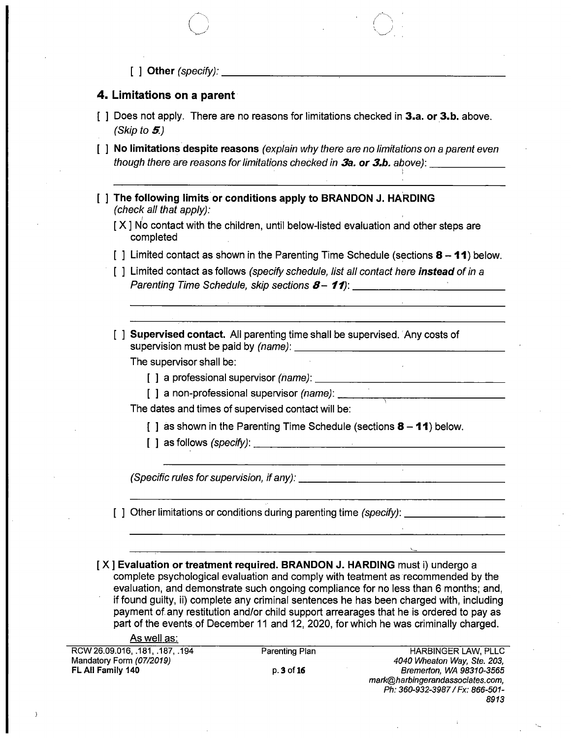[ ] **Other** *(specify)*: ______________________________________________

## 4. Limitations on a parent

[ ] Does not apply. There are no reasons for limitations checked in **3.a. or 3.b.** above. *(Skip to **5**.)*

[ ] **No limitations despite reasons** *(explain why there are no limitations on a parent even though there are reasons for limitations checked in **3a. or 3.b.** above)*: ______________

______________________________________________________________________

[ ] **The following limits or conditions apply to BRANDON J. HARDING** *(check all that apply)*:

- [X] No contact with the children, until below-listed evaluation and other steps are completed
- [ ] Limited contact as shown in the Parenting Time Schedule (sections **8 – 11**) below.
- [ ] Limited contact as follows *(specify schedule, list all contact here **instead** of in a Parenting Time Schedule, skip sections **8 – 11**)*: ______________________________

  ______________________________________________________________________

  ______________________________________________________________________

- [ ] **Supervised contact.** All parenting time shall be supervised. Any costs of supervision must be paid by *(name)*: ______________________________________

  The supervisor shall be:

  - [ ] a professional supervisor *(name)*: ______________________________________
  - [ ] a non-professional supervisor *(name)*: ___________________________________

  The dates and times of supervised contact will be:

  - [ ] as shown in the Parenting Time Schedule (sections **8 – 11**) below.
  - [ ] as follows *(specify)*: ______________________________________________

    ______________________________________________

  *(Specific rules for supervision, if any)*: ______________________________________

  ______________________________________________________________________

- [ ] Other limitations or conditions during parenting time *(specify)*: ___________________

  ______________________________________________________________________

  ______________________________________________________________________

[X] **Evaluation or treatment required. BRANDON J. HARDING** must i) undergo a complete psychological evaluation and comply with teatment as recommended by the evaluation, and demonstrate such ongoing compliance for no less than 6 months; and, if found guilty, ii) complete any criminal sentences he has been charged with, including payment of any restitution and/or child support arrearages that he is ordered to pay as part of the events of December 11 and 12, 2020, for which he was criminally charged.

<u>As well as:</u>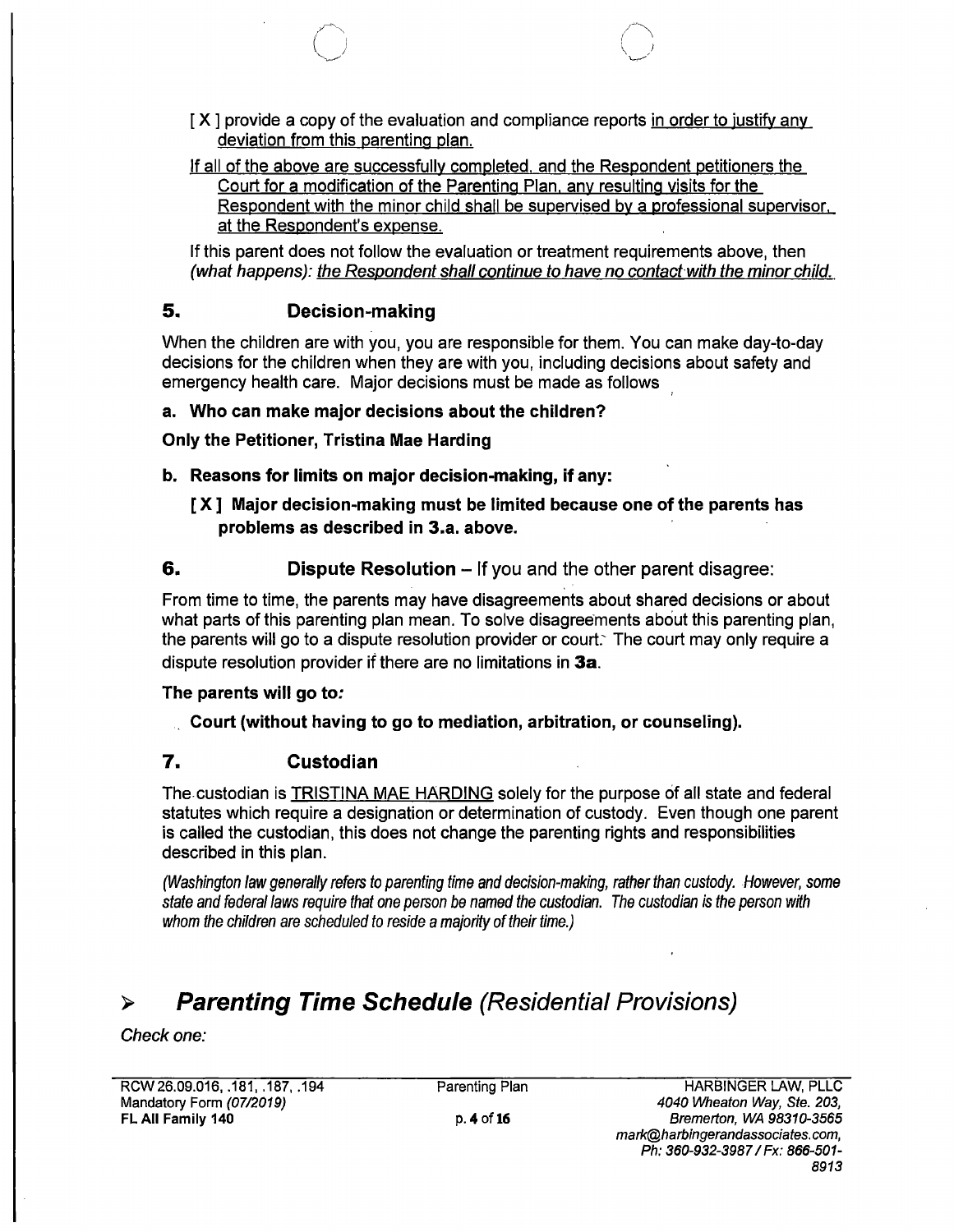[ X ] provide a copy of the evaluation and compliance reports in order to justify any deviation from this parenting plan.

If all of the above are successfully completed, and the Respondent petitioners the Court for a modification of the Parenting Plan, any resulting visits for the Respondent with the minor child shall be supervised by a professional supervisor, at the Respondent's expense.

If this parent does not follow the evaluation or treatment requirements above, then *(what happens):* the Respondent shall continue to have no contact with the minor child.

## 5. Decision-making

When the children are with you, you are responsible for them. You can make day-to-day decisions for the children when they are with you, including decisions about safety and emergency health care. Major decisions must be made as follows

**a. Who can make major decisions about the children?**

**Only the Petitioner, Tristina Mae Harding**

**b. Reasons for limits on major decision-making, if any:**

**[ X ] Major decision-making must be limited because one of the parents has problems as described in 3.a. above.**

## 6. Dispute Resolution – If you and the other parent disagree:

From time to time, the parents may have disagreements about shared decisions or about what parts of this parenting plan mean. To solve disagreements about this parenting plan, the parents will go to a dispute resolution provider or court. The court may only require a dispute resolution provider if there are no limitations in **3a**.

**The parents will go to:**

**Court (without having to go to mediation, arbitration, or counseling).**

## 7. Custodian

The custodian is TRISTINA MAE HARDING solely for the purpose of all state and federal statutes which require a designation or determination of custody. Even though one parent is called the custodian, this does not change the parenting rights and responsibilities described in this plan.

*(Washington law generally refers to parenting time and decision-making, rather than custody. However, some state and federal laws require that one person be named the custodian. The custodian is the person with whom the children are scheduled to reside a majority of their time.)*

# ➢ *Parenting Time Schedule (Residential Provisions)*

*Check one:*

RCW 26.09.016, .181, .187, .194
Mandatory Form (07/2019)
FL All Family 140

Parenting Plan

HARBINGER LAW, PLLC
4040 Wheaton Way, Ste. 203,
Bremerton, WA 98310-3565
mark@harbingerandassociates.com,
Ph: 360-932-3987 / Fx: 866-501-8913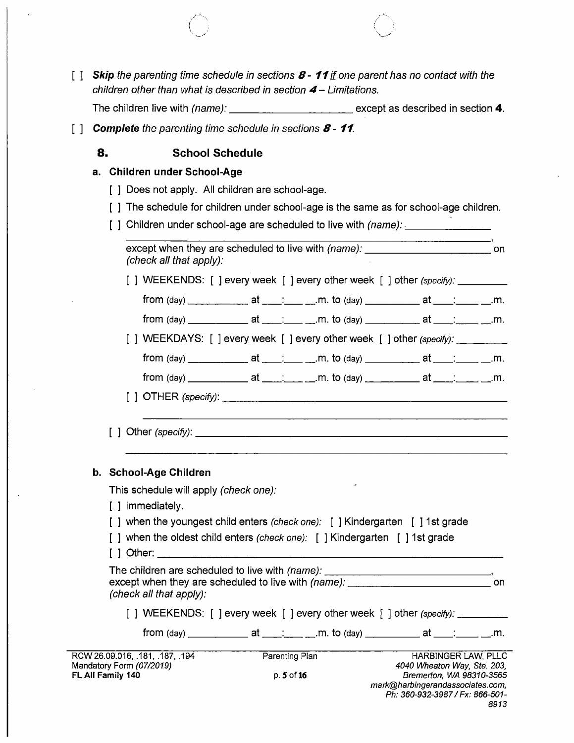[ ] ***Skip*** *the parenting time schedule in sections* ***8 - 11*** *if one parent has no contact with the children other than what is described in section* ***4*** *– Limitations.*

The children live with *(name):* ______________________ except as described in section **4**.

[ ] ***Complete*** *the parenting time schedule in sections* ***8 - 11****.*

## 8. School Schedule

### a. Children under School-Age

[ ] Does not apply. All children are school-age.

[ ] The schedule for children under school-age is the same as for school-age children.

[ ] Children under school-age are scheduled to live with *(name):* ________________ ________________________________________________________________________,
except when they are scheduled to live with *(name):* ______________________ on *(check all that apply):*

[ ] WEEKENDS: [ ] every week [ ] every other week [ ] other *(specify):* _________

from (day) ___________ at ___:____ __.m. to (day) __________ at ___:_____ __.m.

from (day) ___________ at ___:____ __.m. to (day) __________ at ___:_____ __.m.

[ ] WEEKDAYS: [ ] every week [ ] every other week [ ] other *(specify):* _________

from (day) ___________ at ___:____ __.m. to (day) __________ at ___:_____ __.m.

from (day) ___________ at ___:____ __.m. to (day) __________ at ___:_____ __.m.

[ ] OTHER *(specify):* ___________________________________________________
________________________________________________________________

[ ] Other *(specify):* ______________________________________________________
________________________________________________________________

### b. School-Age Children

This schedule will apply *(check one):*

[ ] immediately.

[ ] when the youngest child enters *(check one):* [ ] Kindergarten [ ] 1st grade

[ ] when the oldest child enters *(check one):* [ ] Kindergarten [ ] 1st grade

[ ] Other: ________________________________________________________________

The children are scheduled to live with *(name):* ______________________________,
except when they are scheduled to live with *(name):* __________________________ on *(check all that apply):*

[ ] WEEKENDS: [ ] every week [ ] every other week [ ] other *(specify):* _________

from (day) ___________ at ___:____ __.m. to (day) __________ at ___:_____ __.m.

RCW 26.09.016, .181, .187, .194
Mandatory Form *(07/2019)*
**FL All Family 140**

Parenting Plan

HARBINGER LAW, PLLC
*4040 Wheaton Way, Ste. 203, Bremerton, WA 98310-3565*
*mark@harbingerandassociates.com, Ph: 360-932-3987 / Fx: 866-501-8913*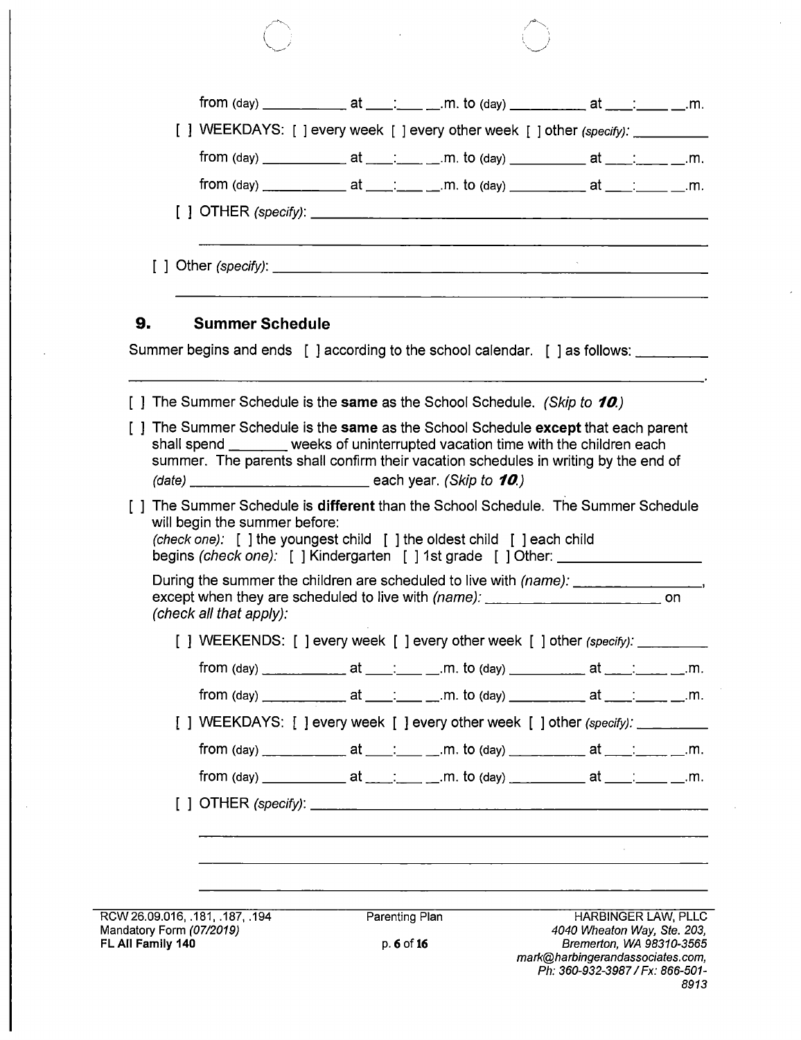from (day) __________ at ___:____ __.m. to (day) _________ at ___:_____ __.m.

[ ] WEEKDAYS: [ ] every week [ ] every other week [ ] other *(specify)*: _________

from (day) __________ at ___:____ __.m. to (day) _________ at ___:_____ __.m.

from (day) __________ at ___:____ __.m. to (day) _________ at ___:_____ __.m.

[ ] OTHER *(specify)*: ______________________________________________

______________________________________________________________

[ ] Other *(specify)*: ______________________________________________

______________________________________________________________

## 9. Summer Schedule

Summer begins and ends [ ] according to the school calendar. [ ] as follows: _________

______________________________________________________________.

[ ] The Summer Schedule is the **same** as the School Schedule. *(Skip to **10**.)*

[ ] The Summer Schedule is the **same** as the School Schedule **except** that each parent shall spend _______ weeks of uninterrupted vacation time with the children each summer. The parents shall confirm their vacation schedules in writing by the end of *(date)* ______________________ each year. *(Skip to **10**.)*

[ ] The Summer Schedule is **different** than the School Schedule. The Summer Schedule will begin the summer before:
*(check one)*: [ ] the youngest child [ ] the oldest child [ ] each child
begins *(check one)*: [ ] Kindergarten [ ] 1st grade [ ] Other: _________________

During the summer the children are scheduled to live with *(name)*: ________________, except when they are scheduled to live with *(name)*: ______________________ on *(check all that apply)*:

[ ] WEEKENDS: [ ] every week [ ] every other week [ ] other *(specify)*: _________

from (day) __________ at ___:____ __.m. to (day) _________ at ___:_____ __.m.

from (day) __________ at ___:____ __.m. to (day) _________ at ___:_____ __.m.

[ ] WEEKDAYS: [ ] every week [ ] every other week [ ] other *(specify)*: _________

from (day) __________ at ___:____ __.m. to (day) _________ at ___:_____ __.m.

from (day) __________ at ___:____ __.m. to (day) _________ at ___:_____ __.m.

[ ] OTHER *(specify)*: ______________________________________________

______________________________________________________________

______________________________________________________________

______________________________________________________________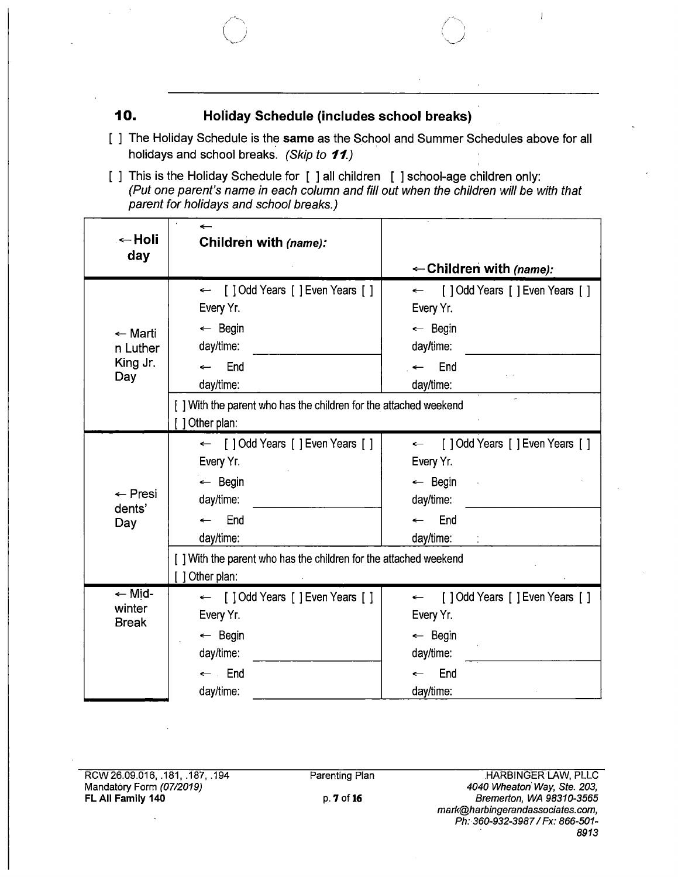## 10. Holiday Schedule (includes school breaks)

[ ] The Holiday Schedule is the **same** as the School and Summer Schedules above for all holidays and school breaks. *(Skip to **11**.)*

[ ] This is the Holiday Schedule for [ ] all children [ ] school-age children only: *(Put one parent's name in each column and fill out when the children will be with that parent for holidays and school breaks.)*

| ←Holiday | ← Children with *(name):* | ←Children with *(name):* |
|---|---|---|
| ← Martin Luther King Jr. Day | ← [ ] Odd Years [ ] Even Years [ ] Every Yr.<br>← Begin day/time: ____________<br>← End day/time: ____________ | ← [ ] Odd Years [ ] Even Years [ ] Every Yr.<br>← Begin day/time: ____________<br>← End day/time: ____________ |
| | [ ] With the parent who has the children for the attached weekend<br>[ ] Other plan: | |
| ← Presidents' Day | ← [ ] Odd Years [ ] Even Years [ ] Every Yr.<br>← Begin day/time: ____________<br>← End day/time: ____________ | ← [ ] Odd Years [ ] Even Years [ ] Every Yr.<br>← Begin day/time: ____________<br>← End day/time: ____________ |
| | [ ] With the parent who has the children for the attached weekend<br>[ ] Other plan: | |
| ← Mid-winter Break | ← [ ] Odd Years [ ] Even Years [ ] Every Yr.<br>← Begin day/time: ____________<br>← End day/time: ____________ | ← [ ] Odd Years [ ] Even Years [ ] Every Yr.<br>← Begin day/time: ____________<br>← End day/time: ____________ |

RCW 26.09.016, .181, .187, .194
Mandatory Form *(07/2019)*
**FL All Family 140**

Parenting Plan

HARBINGER LAW, PLLC
*4040 Wheaton Way, Ste. 203, Bremerton, WA 98310-3565*
*mark@harbingerandassociates.com, Ph: 360-932-3987 / Fx: 866-501-8913*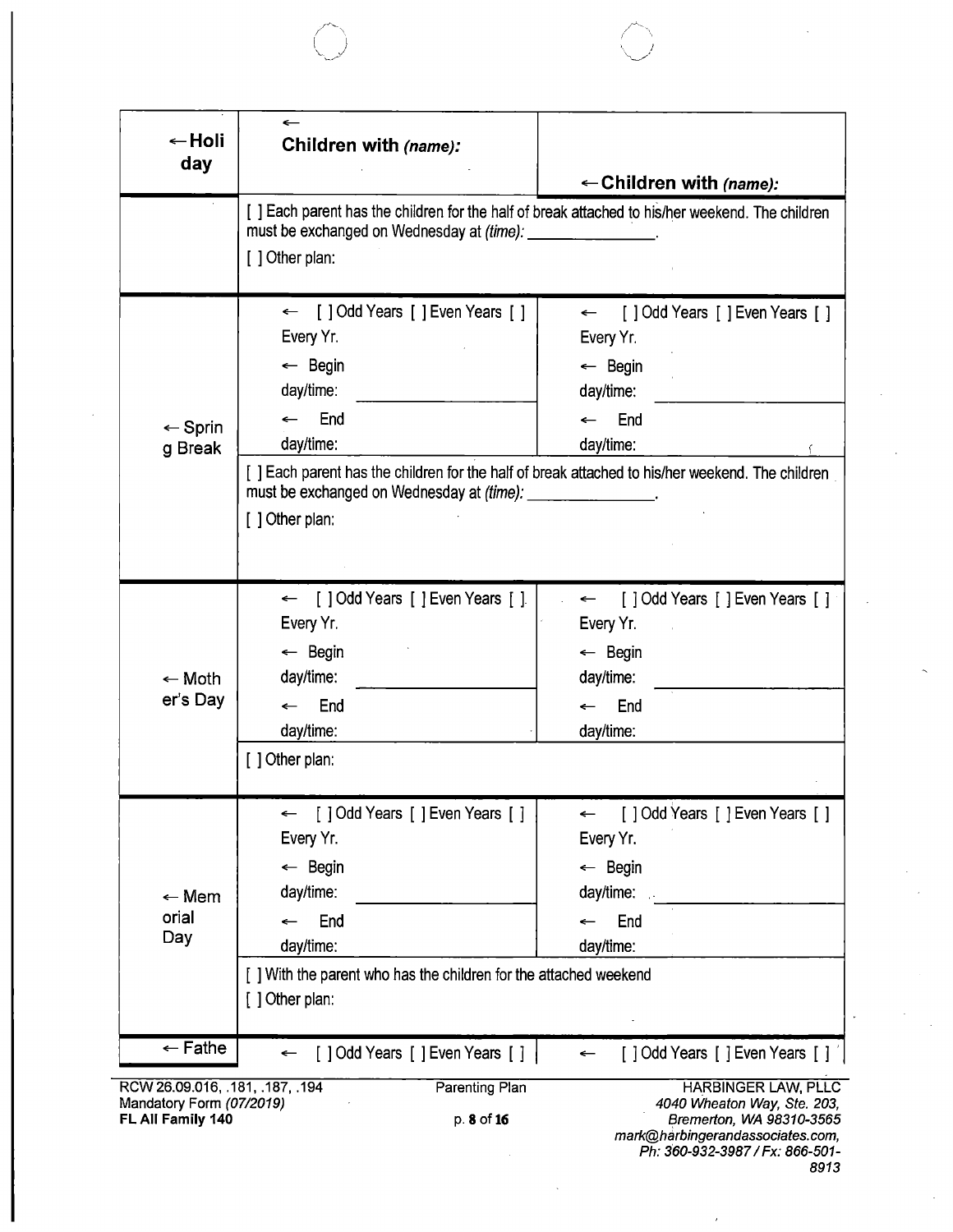| ←Holiday | ← Children with *(name)*: | ← Children with *(name)*: |
|---|---|---|
| | [ ] Each parent has the children for the half of break attached to his/her weekend. The children must be exchanged on Wednesday at *(time)*: ______________.<br>[ ] Other plan: | |
| ← Spring Break | ← [ ] Odd Years [ ] Even Years [ ] Every Yr.<br>← Begin day/time: ______________<br>← End day/time: ______________ | ← [ ] Odd Years [ ] Even Years [ ] Every Yr.<br>← Begin day/time: ______________<br>← End day/time: ______________ |
| | [ ] Each parent has the children for the half of break attached to his/her weekend. The children must be exchanged on Wednesday at *(time)*: ______________.<br>[ ] Other plan: | |
| ← Mother's Day | ← [ ] Odd Years [ ] Even Years [ ] Every Yr.<br>← Begin day/time: ______________<br>← End day/time: ______________ | ← [ ] Odd Years [ ] Even Years [ ] Every Yr.<br>← Begin day/time: ______________<br>← End day/time: ______________ |
| | [ ] Other plan: | |
| ← Memorial Day | ← [ ] Odd Years [ ] Even Years [ ] Every Yr.<br>← Begin day/time: ______________<br>← End day/time: ______________ | ← [ ] Odd Years [ ] Even Years [ ] Every Yr.<br>← Begin day/time: ______________<br>← End day/time: ______________ |
| | [ ] With the parent who has the children for the attached weekend<br>[ ] Other plan: | |
| ← Fathe | ← [ ] Odd Years [ ] Even Years [ ] | ← [ ] Odd Years [ ] Even Years [ ] |

RCW 26.09.016, .181, .187, .194
Mandatory Form *(07/2019)*
**FL All Family 140**

Parenting Plan

HARBINGER LAW, PLLC
*4040 Wheaton Way, Ste. 203,*
*Bremerton, WA 98310-3565*
*mark@harbingerandassociates.com,*
*Ph: 360-932-3987 / Fx: 866-501-8913*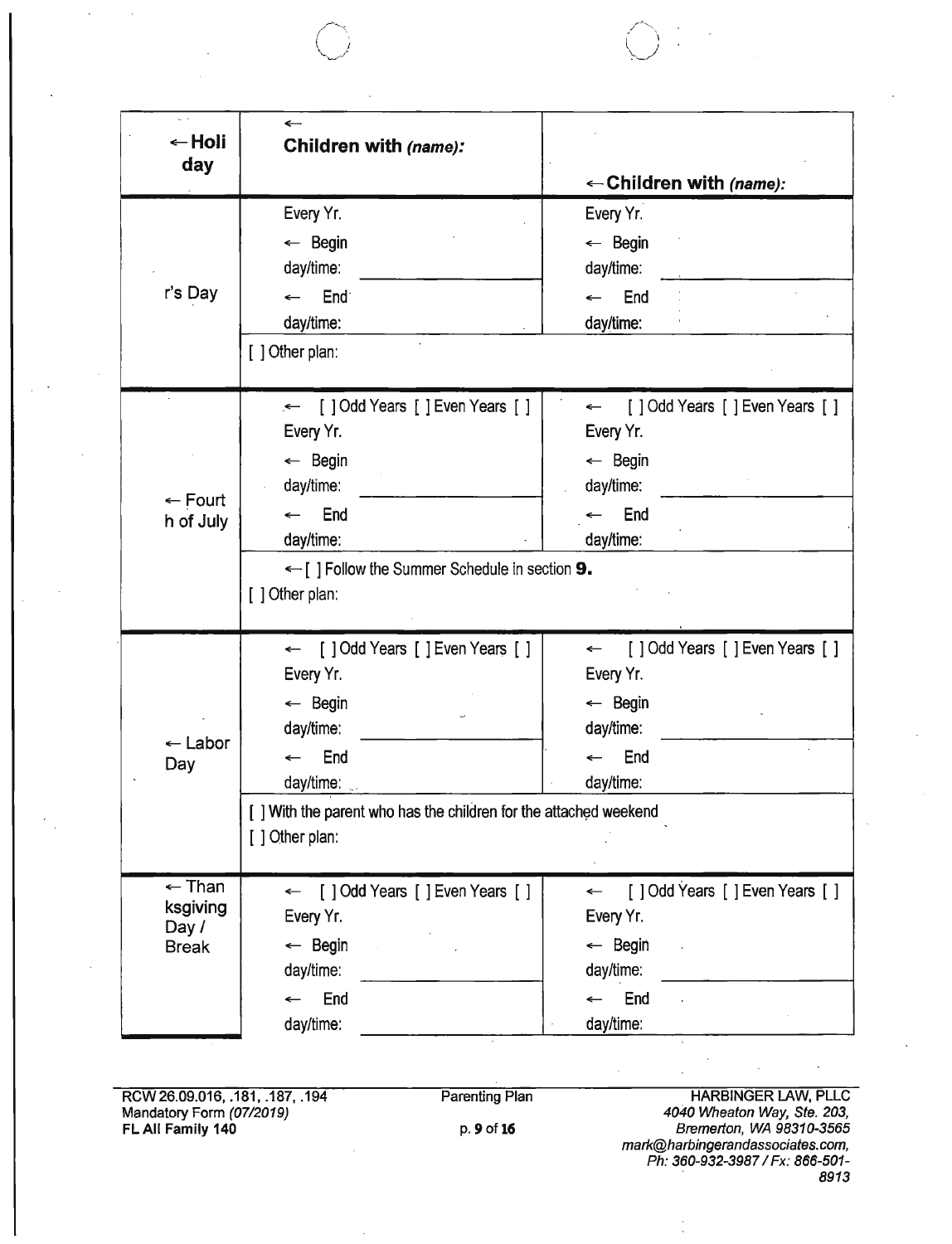| ←Holi day | ← Children with *(name)*: | ←Children with *(name)*: |
|---|---|---|
| r's Day | Every Yr.<br>← Begin day/time: \_\_\_\_\_\_\_\_<br>← End day/time: | Every Yr.<br>← Begin day/time: \_\_\_\_\_\_\_\_<br>← End day/time: |
| | [ ] Other plan: | |
| ← Fourt h of July | ← [ ] Odd Years [ ] Even Years [ ] Every Yr.<br>← Begin day/time: \_\_\_\_\_\_\_\_<br>← End day/time: | ← [ ] Odd Years [ ] Even Years [ ] Every Yr.<br>← Begin day/time: \_\_\_\_\_\_\_\_<br>← End day/time: |
| | ←[ ] Follow the Summer Schedule in section **9.**<br>[ ] Other plan: | |
| ← Labor Day | ← [ ] Odd Years [ ] Even Years [ ] Every Yr.<br>← Begin day/time: \_\_\_\_\_\_\_\_<br>← End day/time: | ← [ ] Odd Years [ ] Even Years [ ] Every Yr.<br>← Begin day/time: \_\_\_\_\_\_\_\_<br>← End day/time: |
| | [ ] With the parent who has the children for the attached weekend<br>[ ] Other plan: | |
| ← Than ksgiving Day / Break | ← [ ] Odd Years [ ] Even Years [ ] Every Yr.<br>← Begin day/time: \_\_\_\_\_\_\_\_<br>← End day/time: | ← [ ] Odd Years [ ] Even Years [ ] Every Yr.<br>← Begin day/time: \_\_\_\_\_\_\_\_<br>← End day/time: |

RCW 26.09.016, .181, .187, .194
Mandatory Form *(07/2019)*
**FL All Family 140**

Parenting Plan

HARBINGER LAW, PLLC
*4040 Wheaton Way, Ste. 203,*
*Bremerton, WA 98310-3565*
*mark@harbingerandassociates.com,*
*Ph: 360-932-3987 / Fx: 866-501-8913*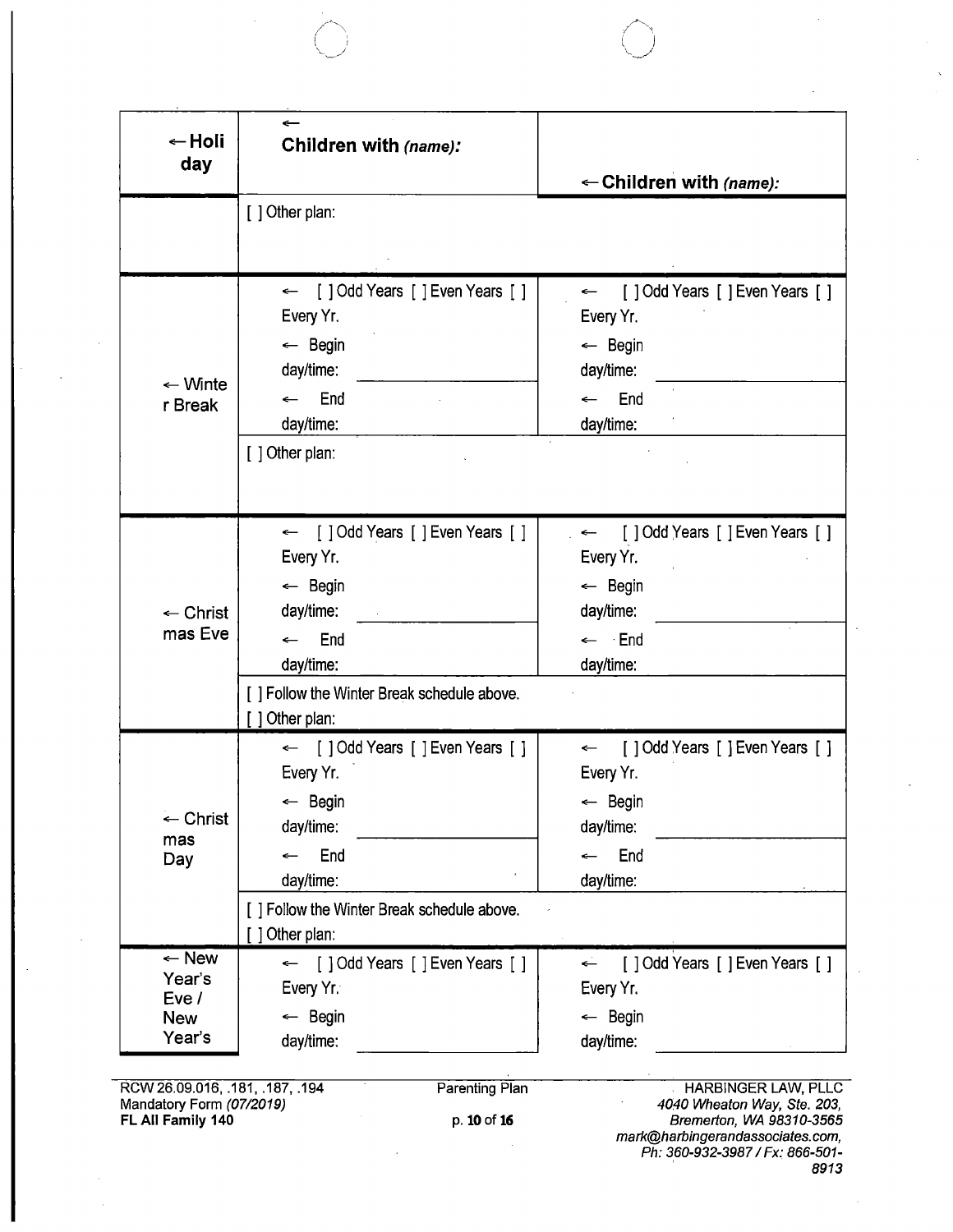| ← Holiday | ← Children with *(name)*: | ← Children with *(name)*: |
|---|---|---|
| | [ ] Other plan: | |
| ← Winter Break | ← [ ] Odd Years [ ] Even Years [ ] Every Yr. ← Begin day/time: ______ ← End day/time: | ← [ ] Odd Years [ ] Even Years [ ] Every Yr. ← Begin day/time: ______ ← End day/time: |
| | [ ] Other plan: | |
| ← Christmas Eve | ← [ ] Odd Years [ ] Even Years [ ] Every Yr. ← Begin day/time: ______ ← End day/time: | ← [ ] Odd Years [ ] Even Years [ ] Every Yr. ← Begin day/time: ______ ← End day/time: |
| | [ ] Follow the Winter Break schedule above. [ ] Other plan: | |
| ← Christmas Day | ← [ ] Odd Years [ ] Even Years [ ] Every Yr. ← Begin day/time: ______ ← End day/time: | ← [ ] Odd Years [ ] Even Years [ ] Every Yr. ← Begin day/time: ______ ← End day/time: |
| | [ ] Follow the Winter Break schedule above. [ ] Other plan: | |
| ← New Year's Eve / New Year's | ← [ ] Odd Years [ ] Even Years [ ] Every Yr. ← Begin day/time: ______ | ← [ ] Odd Years [ ] Even Years [ ] Every Yr. ← Begin day/time: ______ |

RCW 26.09.016, .181, .187, .194
Mandatory Form *(07/2019)*
**FL All Family 140**

Parenting Plan

HARBINGER LAW, PLLC
*4040 Wheaton Way, Ste. 203,*
*Bremerton, WA 98310-3565*
*mark@harbingerandassociates.com,*
*Ph: 360-932-3987 / Fx: 866-501-8913*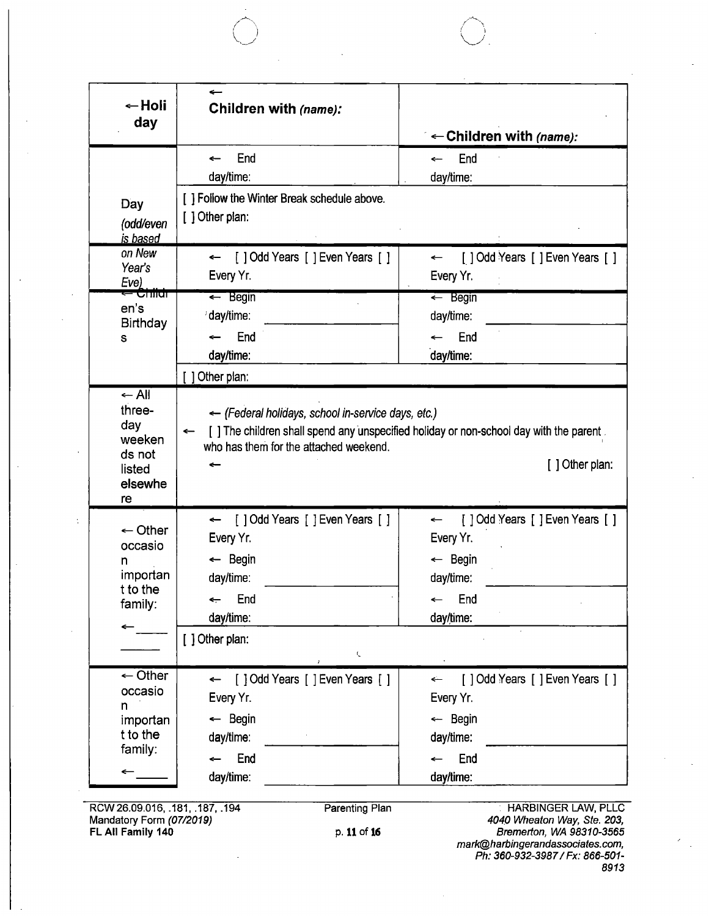| ←Holiday | ← Children with *(name)*: | ←Children with *(name)*: |
|---|---|---|
| | ← End day/time: | ← End day/time: |
| Day *(odd/even is based* | [ ] Follow the Winter Break schedule above. [ ] Other plan: | |
| *on New Year's Eve)* | ← [ ] Odd Years [ ] Even Years [ ] Every Yr. | ← [ ] Odd Years [ ] Even Years [ ] Every Yr. |
| ← Children's Birthdays | ← Begin day/time: ← End day/time: | ← Begin day/time: ← End day/time: |
| | [ ] Other plan: | |
| ← All three-day weekends not listed elsewhere | ← *(Federal holidays, school in-service days, etc.)* ← [ ] The children shall spend any unspecified holiday or non-school day with the parent who has them for the attached weekend. ← [ ] Other plan: | |
| ← Other occasion important to the family: ←______ ______ | ← [ ] Odd Years [ ] Even Years [ ] Every Yr. ← Begin day/time: ← End day/time: | ← [ ] Odd Years [ ] Even Years [ ] Every Yr. ← Begin day/time: ← End day/time: |
| | [ ] Other plan: | |
| ← Other occasion important to the family: ←______ | ← [ ] Odd Years [ ] Even Years [ ] Every Yr. ← Begin day/time: ← End day/time: | ← [ ] Odd Years [ ] Even Years [ ] Every Yr. ← Begin day/time: ← End day/time: |

RCW 26.09.016, .181, .187, .194
Mandatory Form *(07/2019)*
**FL All Family 140**

Parenting Plan

HARBINGER LAW, PLLC
*4040 Wheaton Way, Ste. 203,*
*Bremerton, WA 98310-3565*
*mark@harbingerandassociates.com,*
*Ph: 360-932-3987 / Fx: 866-501-8913*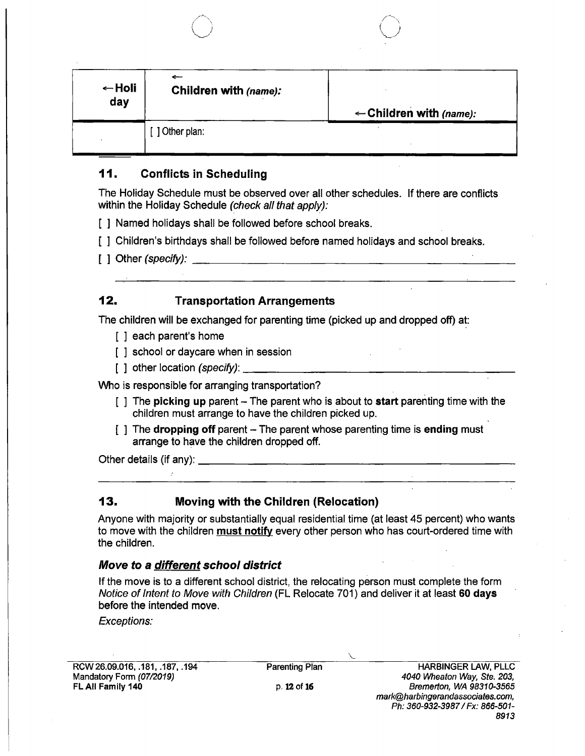| ←Holiday | ← Children with *(name):* | ← Children with *(name):* |
|---|---|---|
| | [ ] Other plan: | |

## 11. Conflicts in Scheduling

The Holiday Schedule must be observed over all other schedules. If there are conflicts within the Holiday Schedule *(check all that apply):*

[ ] Named holidays shall be followed before school breaks.

[ ] Children's birthdays shall be followed before named holidays and school breaks.

[ ] Other *(specify):* ______________________________________________

______________________________________________

## 12. Transportation Arrangements

The children will be exchanged for parenting time (picked up and dropped off) at:

- [ ] each parent's home
- [ ] school or daycare when in session
- [ ] other location *(specify):* ______________________________________________

Who is responsible for arranging transportation?

- [ ] The **picking up** parent – The parent who is about to **start** parenting time with the children must arrange to have the children picked up.
- [ ] The **dropping off** parent – The parent whose parenting time is **ending** must arrange to have the children dropped off.

Other details (if any): ______________________________________________

______________________________________________

## 13. Moving with the Children (Relocation)

Anyone with majority or substantially equal residential time (at least 45 percent) who wants to move with the children **must notify** every other person who has court-ordered time with the children.

### *Move to a different school district*

If the move is to a different school district, the relocating person must complete the form *Notice of Intent to Move with Children* (FL Relocate 701) and deliver it at least **60 days** before the intended move.

*Exceptions:*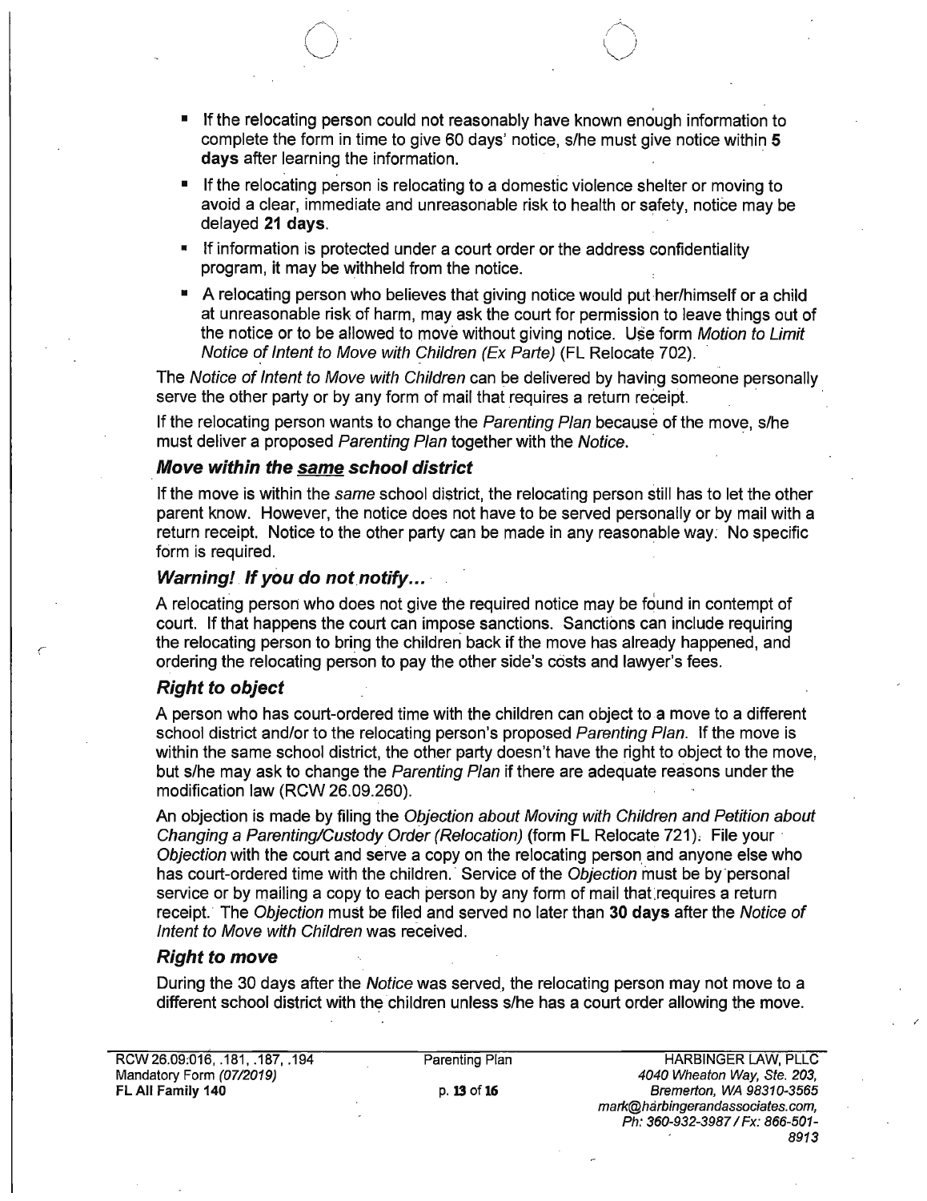- If the relocating person could not reasonably have known enough information to complete the form in time to give 60 days' notice, s/he must give notice within **5 days** after learning the information.
- If the relocating person is relocating to a domestic violence shelter or moving to avoid a clear, immediate and unreasonable risk to health or safety, notice may be delayed **21 days**.
- If information is protected under a court order or the address confidentiality program, it may be withheld from the notice.
- A relocating person who believes that giving notice would put her/himself or a child at unreasonable risk of harm, may ask the court for permission to leave things out of the notice or to be allowed to move without giving notice. Use form *Motion to Limit Notice of Intent to Move with Children (Ex Parte)* (FL Relocate 702).

The *Notice of Intent to Move with Children* can be delivered by having someone personally serve the other party or by any form of mail that requires a return receipt.

If the relocating person wants to change the *Parenting Plan* because of the move, s/he must deliver a proposed *Parenting Plan* together with the *Notice*.

### *Move within the same school district*

If the move is within the *same* school district, the relocating person still has to let the other parent know. However, the notice does not have to be served personally or by mail with a return receipt. Notice to the other party can be made in any reasonable way. No specific form is required.

### *Warning! If you do not notify...*

A relocating person who does not give the required notice may be found in contempt of court. If that happens the court can impose sanctions. Sanctions can include requiring the relocating person to bring the children back if the move has already happened, and ordering the relocating person to pay the other side's costs and lawyer's fees.

### *Right to object*

A person who has court-ordered time with the children can object to a move to a different school district and/or to the relocating person's proposed *Parenting Plan*. If the move is within the same school district, the other party doesn't have the right to object to the move, but s/he may ask to change the *Parenting Plan* if there are adequate reasons under the modification law (RCW 26.09.260).

An objection is made by filing the *Objection about Moving with Children and Petition about Changing a Parenting/Custody Order (Relocation)* (form FL Relocate 721). File your *Objection* with the court and serve a copy on the relocating person and anyone else who has court-ordered time with the children. Service of the *Objection* must be by personal service or by mailing a copy to each person by any form of mail that requires a return receipt. The *Objection* must be filed and served no later than **30 days** after the *Notice of Intent to Move with Children* was received.

### *Right to move*

During the 30 days after the *Notice* was served, the relocating person may not move to a different school district with the children unless s/he has a court order allowing the move.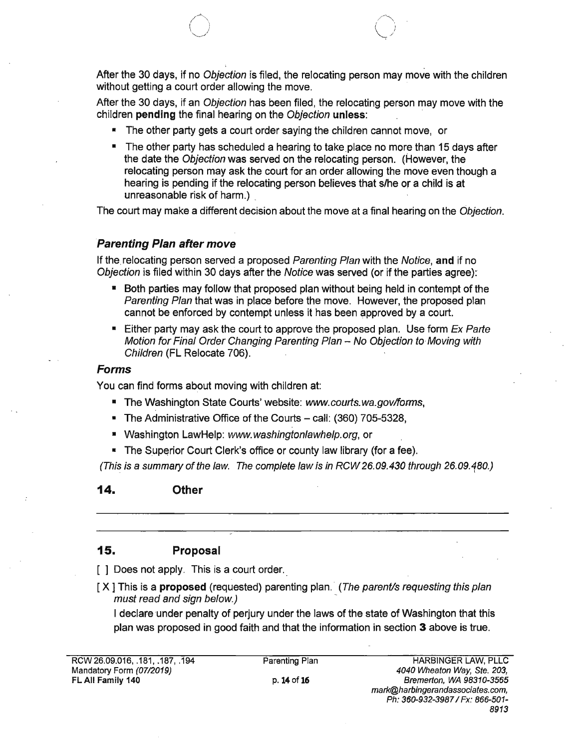After the 30 days, if no *Objection* is filed, the relocating person may move with the children without getting a court order allowing the move.

After the 30 days, if an *Objection* has been filed, the relocating person may move with the children **pending** the final hearing on the *Objection* **unless**:

- The other party gets a court order saying the children cannot move, or
- The other party has scheduled a hearing to take place no more than 15 days after the date the *Objection* was served on the relocating person. (However, the relocating person may ask the court for an order allowing the move even though a hearing is pending if the relocating person believes that s/he or a child is at unreasonable risk of harm.)

The court may make a different decision about the move at a final hearing on the *Objection*.

### *Parenting Plan after move*

If the relocating person served a proposed *Parenting Plan* with the *Notice*, **and** if no *Objection* is filed within 30 days after the *Notice* was served (or if the parties agree):

- Both parties may follow that proposed plan without being held in contempt of the *Parenting Plan* that was in place before the move. However, the proposed plan cannot be enforced by contempt unless it has been approved by a court.
- Either party may ask the court to approve the proposed plan. Use form *Ex Parte Motion for Final Order Changing Parenting Plan – No Objection to Moving with Children* (FL Relocate 706).

### *Forms*

You can find forms about moving with children at:

- The Washington State Courts' website: *www.courts.wa.gov/forms*,
- The Administrative Office of the Courts – call: (360) 705-5328,
- Washington LawHelp: *www.washingtonlawhelp.org*, or
- The Superior Court Clerk's office or county law library (for a fee).

*(This is a summary of the law. The complete law is in RCW 26.09.430 through 26.09.480.)*

## 14. Other

---

---

## 15. Proposal

[ ] Does not apply. This is a court order.

[ X ] This is a **proposed** (requested) parenting plan. *(The parent/s requesting this plan must read and sign below.)*

I declare under penalty of perjury under the laws of the state of Washington that this plan was proposed in good faith and that the information in section **3** above is true.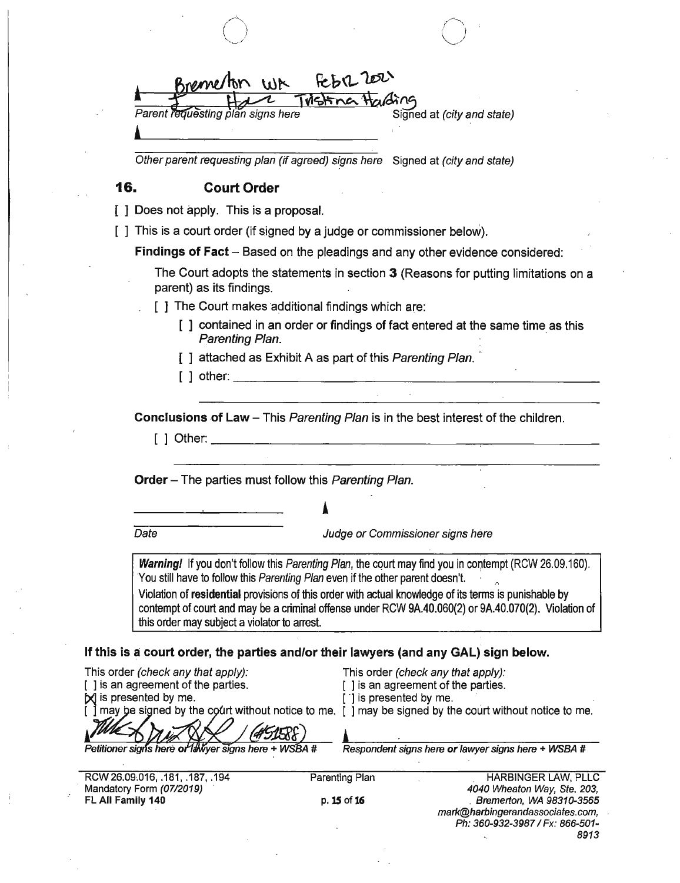Bremerton WA Feb 12 2021

Tristna Harding

Parent requesting plan signs here — Signed at *(city and state)*

Other parent requesting plan (if agreed) signs here — Signed at *(city and state)*

## 16. Court Order

[ ] Does not apply. This is a proposal.

[ ] This is a court order (if signed by a judge or commissioner below).

**Findings of Fact** – Based on the pleadings and any other evidence considered:

The Court adopts the statements in section **3** (Reasons for putting limitations on a parent) as its findings.

[ ] The Court makes additional findings which are:

- [ ] contained in an order or findings of fact entered at the same time as this *Parenting Plan*.
- [ ] attached as Exhibit A as part of this *Parenting Plan*.
- [ ] other: ______________________________

**Conclusions of Law** – This *Parenting Plan* is in the best interest of the children.

[ ] Other: ______________________________

**Order** – The parties must follow this *Parenting Plan*.

______________________ ______________________

Date — *Judge or Commissioner signs here*

> ***Warning!*** If you don't follow this *Parenting Plan*, the court may find you in contempt (RCW 26.09.160). You still have to follow this *Parenting Plan* even if the other parent doesn't.
>
> Violation of **residential** provisions of this order with actual knowledge of its terms is punishable by contempt of court and may be a criminal offense under RCW 9A.40.060(2) or 9A.40.070(2). Violation of this order may subject a violator to arrest.

### If this is a court order, the parties and/or their lawyers (and any GAL) sign below.

| This order *(check any that apply):* | This order *(check any that apply):* |
|---|---|
| [ ] is an agreement of the parties. | [ ] is an agreement of the parties. |
| [X] is presented by me. | [ ] is presented by me. |
| [ ] may be signed by the court without notice to me. | [ ] may be signed by the court without notice to me. |
| (#51588) | |
| Petitioner signs here **or** lawyer signs here + WSBA # | Respondent signs here **or** lawyer signs here + WSBA # |

RCW 26.09.016, .181, .187, .194
Mandatory Form (07/2019)
**FL All Family 140**

Parenting Plan

HARBINGER LAW, PLLC
*4040 Wheaton Way, Ste. 203,*
*Bremerton, WA 98310-3565*
*mark@harbingerandassociates.com,*
*Ph: 360-932-3987 / Fx: 866-501-8913*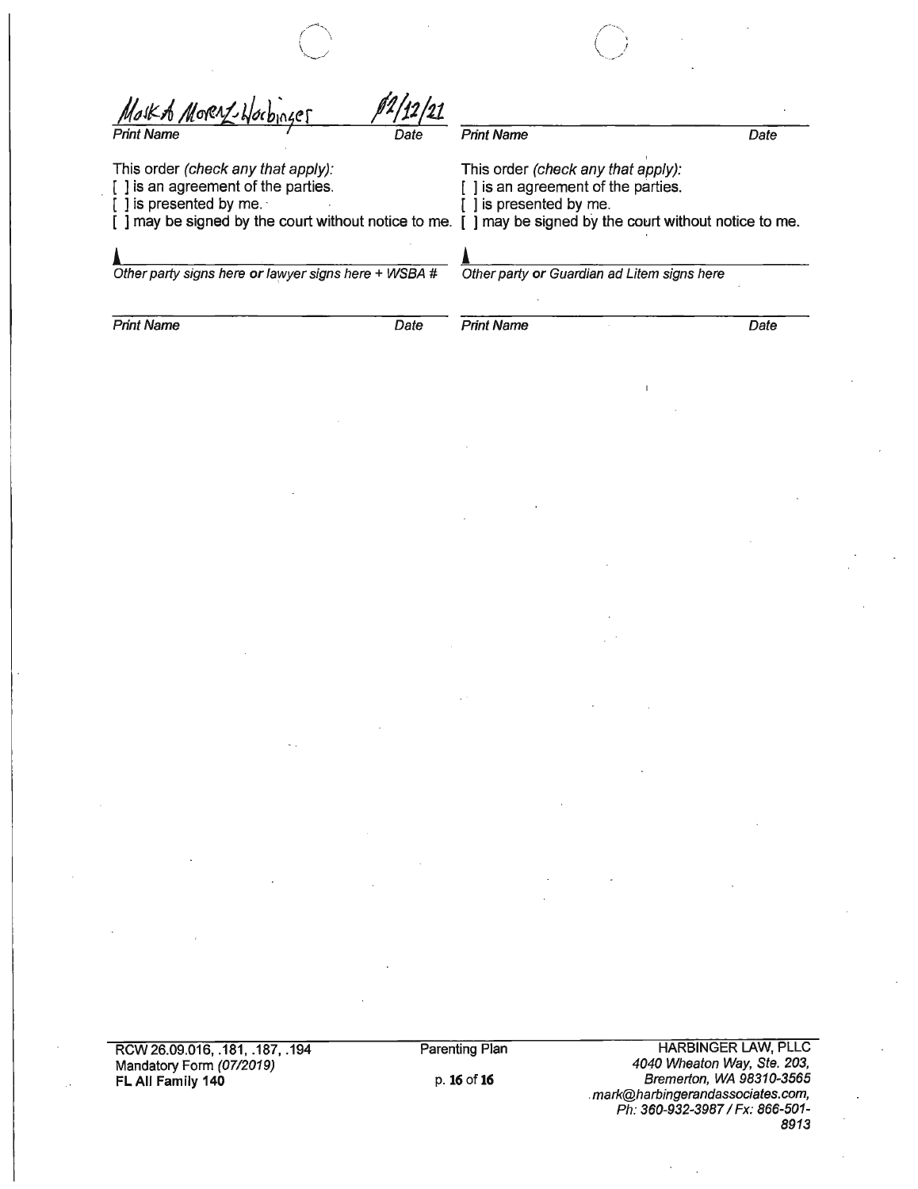Mark A Morenz-Harbinger — 02/12/21

| | | | |
|---|---|---|---|
| Print Name | Date | Print Name | Date |

This order *(check any that apply):*
[ ] is an agreement of the parties.
[ ] is presented by me.
[ ] may be signed by the court without notice to me.

This order *(check any that apply):*
[ ] is an agreement of the parties.
[ ] is presented by me.
[ ] may be signed by the court without notice to me.

*Other party signs here* **or** *lawyer signs here + WSBA #*

*Other party* **or** *Guardian ad Litem signs here*

| | | | |
|---|---|---|---|
| Print Name | Date | Print Name | Date |

RCW 26.09.016, .181, .187, .194
Mandatory Form *(07/2019)*
**FL All Family 140**

Parenting Plan

HARBINGER LAW, PLLC
*4040 Wheaton Way, Ste. 203,*
*Bremerton, WA 98310-3565*
*mark@harbingerandassociates.com,*
*Ph: 360-932-3987 / Fx: 866-501-8913*